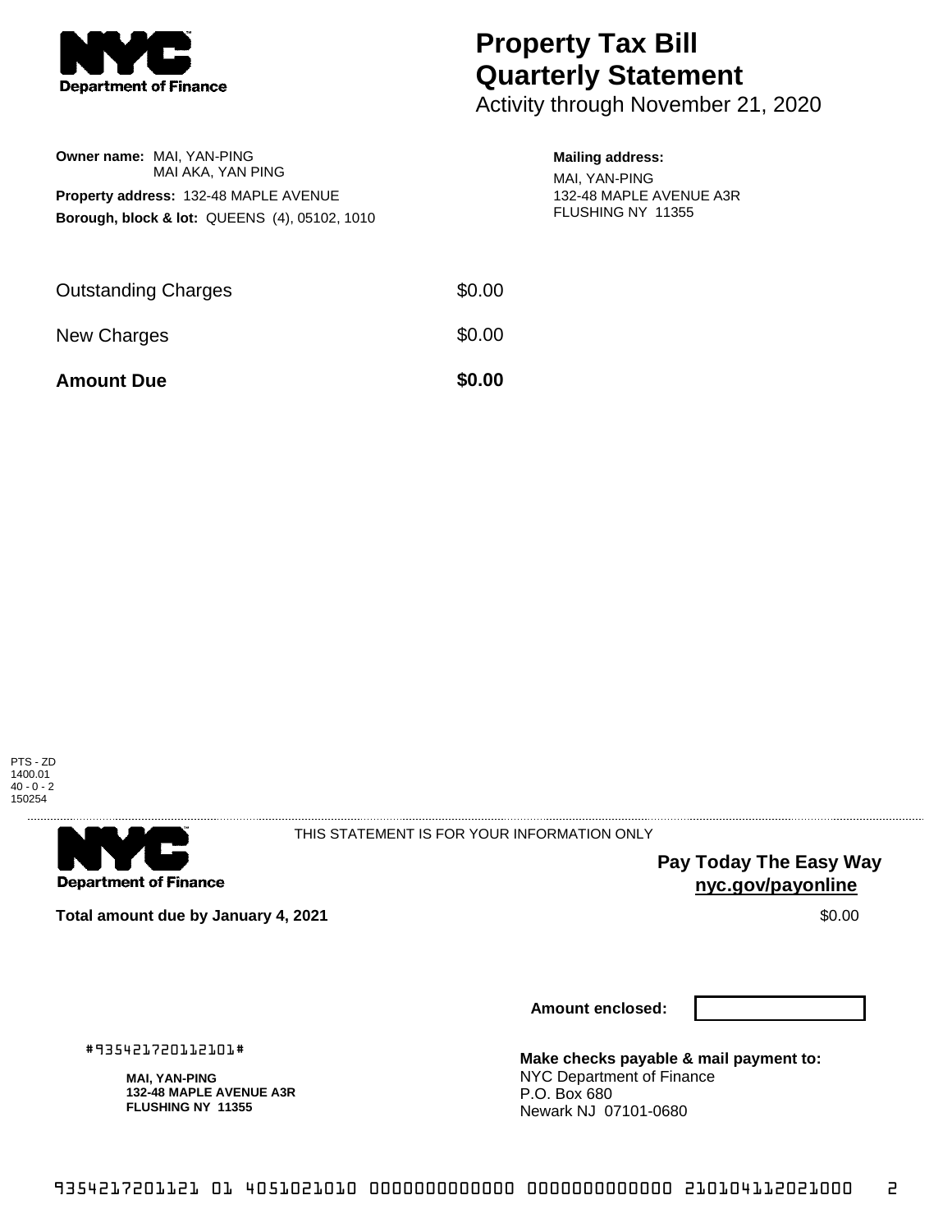**Department of Finance**

# Property Tax Bill Quarterly Statement

Activity through November 21, 2020

**Owner name:** MAI, YAN-PING
MAI AKA, YAN PING

**Property address:** 132-48 MAPLE AVENUE

**Borough, block & lot:** QUEENS (4), 05102, 1010

**Mailing address:**
MAI, YAN-PING
132-48 MAPLE AVENUE A3R
FLUSHING NY 11355

| | |
|---|---|
| Outstanding Charges | $0.00 |
| New Charges | $0.00 |
| **Amount Due** | **$0.00** |

PTS - ZD
1400.01
40 - 0 - 2
150254

**Department of Finance**

THIS STATEMENT IS FOR YOUR INFORMATION ONLY

**Pay Today The Easy Way**
**nyc.gov/payonline**

**Total amount due by January 4, 2021** $0.00

**Amount enclosed:**

#935421720112101#

**MAI, YAN-PING**
**132-48 MAPLE AVENUE A3R**
**FLUSHING NY 11355**

**Make checks payable & mail payment to:**
NYC Department of Finance
P.O. Box 680
Newark NJ 07101-0680

9354217201121 01 4051021010 0000000000000 0000000000000 210104112021000 2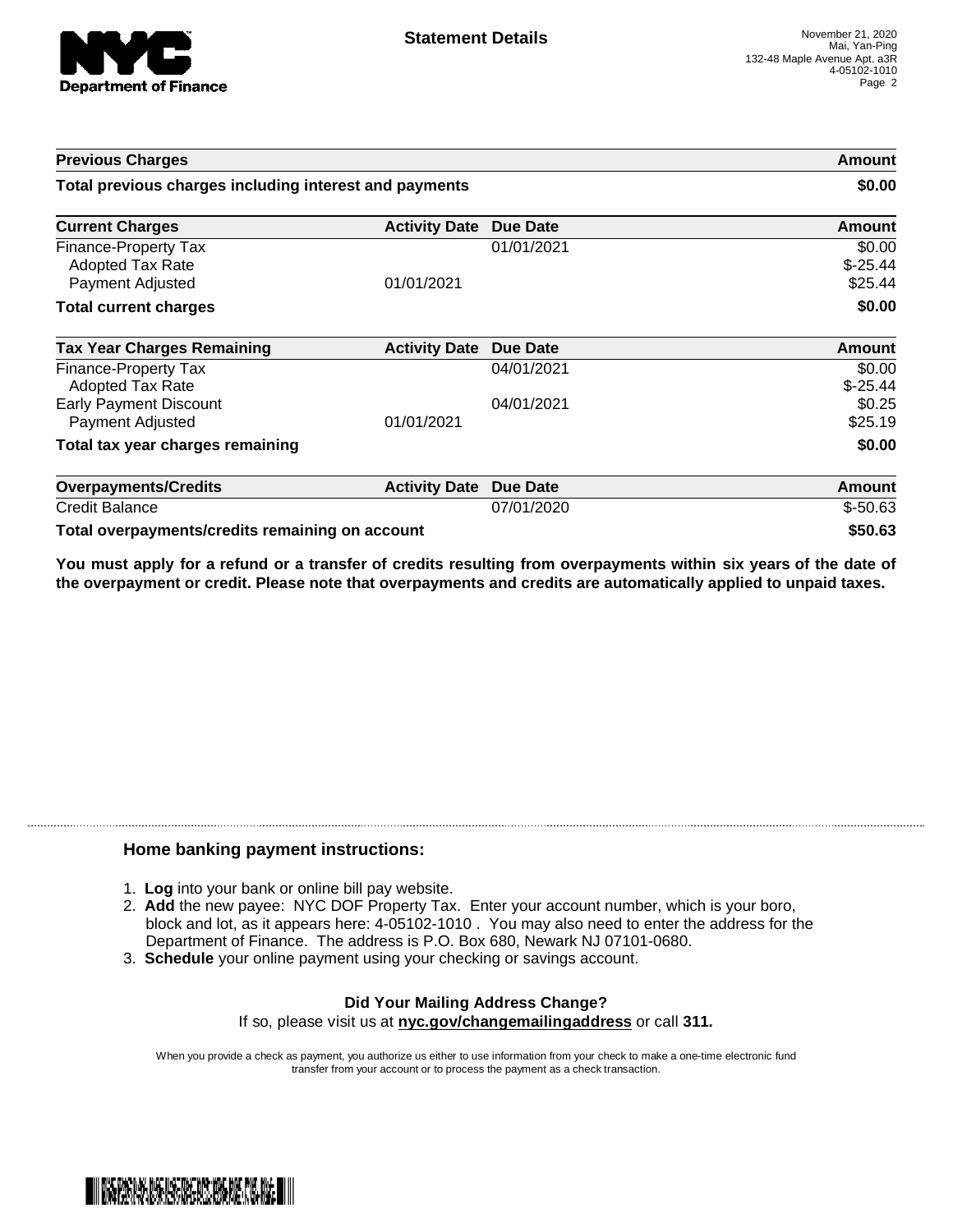# Statement Details

November 21, 2020
Mai, Yan-Ping
132-48 Maple Avenue Apt. a3R
4-05102-1010

| Previous Charges | | | Amount |
|---|---|---|---|
| **Total previous charges including interest and payments** | | | **$0.00** |

| Current Charges | Activity Date | Due Date | Amount |
|---|---|---|---|
| Finance-Property Tax | | 01/01/2021 | $0.00 |
| Adopted Tax Rate | | | $-25.44 |
| Payment Adjusted | 01/01/2021 | | $25.44 |
| **Total current charges** | | | **$0.00** |

| Tax Year Charges Remaining | Activity Date | Due Date | Amount |
|---|---|---|---|
| Finance-Property Tax | | 04/01/2021 | $0.00 |
| Adopted Tax Rate | | | $-25.44 |
| Early Payment Discount | | 04/01/2021 | $0.25 |
| Payment Adjusted | 01/01/2021 | | $25.19 |
| **Total tax year charges remaining** | | | **$0.00** |

| Overpayments/Credits | Activity Date | Due Date | Amount |
|---|---|---|---|
| Credit Balance | | 07/01/2020 | $-50.63 |
| **Total overpayments/credits remaining on account** | | | **$50.63** |

**You must apply for a refund or a transfer of credits resulting from overpayments within six years of the date of the overpayment or credit. Please note that overpayments and credits are automatically applied to unpaid taxes.**

## Home banking payment instructions:

1. **Log** into your bank or online bill pay website.
2. **Add** the new payee: NYC DOF Property Tax. Enter your account number, which is your boro, block and lot, as it appears here: 4-05102-1010 . You may also need to enter the address for the Department of Finance. The address is P.O. Box 680, Newark NJ 07101-0680.
3. **Schedule** your online payment using your checking or savings account.

**Did Your Mailing Address Change?**
If so, please visit us at **nyc.gov/changemailingaddress** or call **311.**

When you provide a check as payment, you authorize us either to use information from your check to make a one-time electronic fund transfer from your account or to process the payment as a check transaction.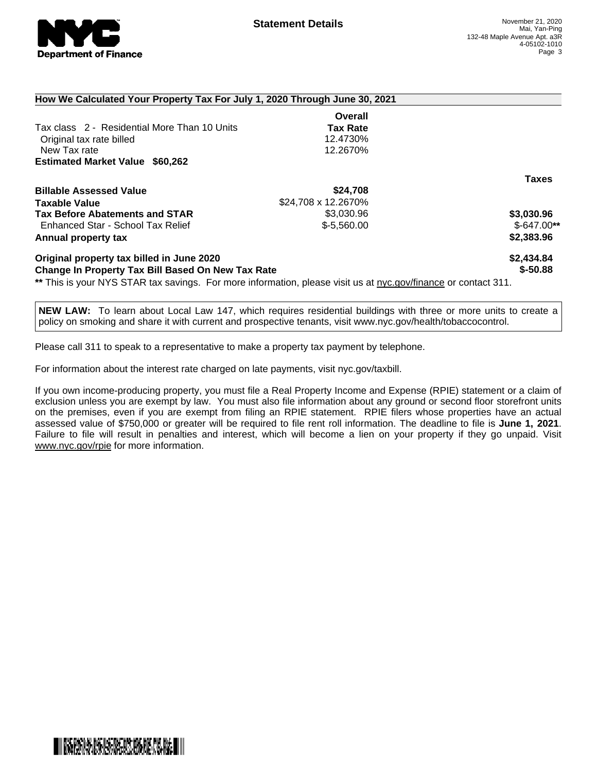## Statement Details

November 21, 2020
Mai, Yan-Ping
132-48 Maple Avenue Apt. a3R
4-05102-1010

### How We Calculated Your Property Tax For July 1, 2020 Through June 30, 2021

| | Overall Tax Rate | |
|---|---|---|
| Tax class 2 - Residential More Than 10 Units | | |
| Original tax rate billed | 12.4730% | |
| New Tax rate | 12.2670% | |
| **Estimated Market Value $60,262** | | |
| | | **Taxes** |
| **Billable Assessed Value** | **$24,708** | |
| **Taxable Value** | $24,708 x 12.2670% | |
| **Tax Before Abatements and STAR** | $3,030.96 | **$3,030.96** |
| Enhanced Star - School Tax Relief | $-5,560.00 | $-647.00** |
| **Annual property tax** | | **$2,383.96** |
| **Original property tax billed in June 2020** | | **$2,434.84** |
| **Change In Property Tax Bill Based On New Tax Rate** | | **$-50.88** |

** This is your NYS STAR tax savings. For more information, please visit us at nyc.gov/finance or contact 311.

**NEW LAW:** To learn about Local Law 147, which requires residential buildings with three or more units to create a policy on smoking and share it with current and prospective tenants, visit www.nyc.gov/health/tobaccocontrol.

Please call 311 to speak to a representative to make a property tax payment by telephone.

For information about the interest rate charged on late payments, visit nyc.gov/taxbill.

If you own income-producing property, you must file a Real Property Income and Expense (RPIE) statement or a claim of exclusion unless you are exempt by law. You must also file information about any ground or second floor storefront units on the premises, even if you are exempt from filing an RPIE statement. RPIE filers whose properties have an actual assessed value of $750,000 or greater will be required to file rent roll information. The deadline to file is **June 1, 2021**. Failure to file will result in penalties and interest, which will become a lien on your property if they go unpaid. Visit www.nyc.gov/rpie for more information.